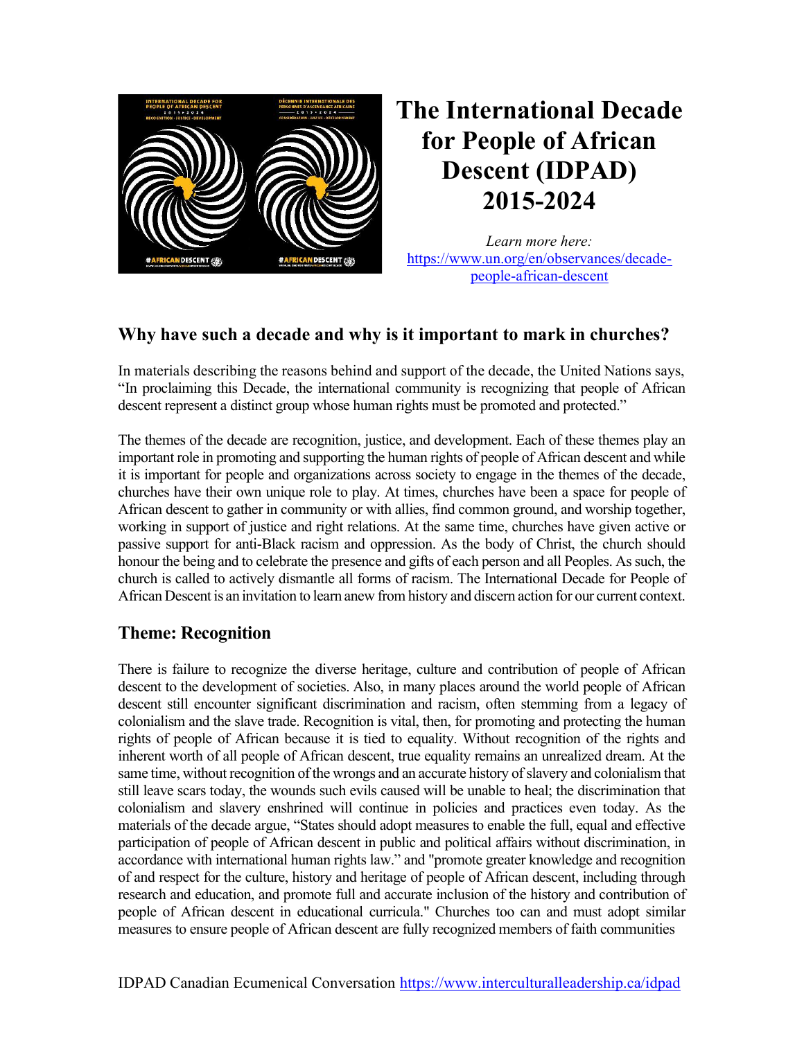# The International Decade for People of African Descent (IDPAD) 2015-2024

*Learn more here:* [https://www.un.org/en/observances/decade-people-african-descent](https://www.un.org/en/observances/decade-people-african-descent)

## Why have such a decade and why is it important to mark in churches?

In materials describing the reasons behind and support of the decade, the United Nations says, "In proclaiming this Decade, the international community is recognizing that people of African descent represent a distinct group whose human rights must be promoted and protected."

The themes of the decade are recognition, justice, and development. Each of these themes play an important role in promoting and supporting the human rights of people of African descent and while it is important for people and organizations across society to engage in the themes of the decade, churches have their own unique role to play. At times, churches have been a space for people of African descent to gather in community or with allies, find common ground, and worship together, working in support of justice and right relations. At the same time, churches have given active or passive support for anti-Black racism and oppression. As the body of Christ, the church should honour the being and to celebrate the presence and gifts of each person and all Peoples. As such, the church is called to actively dismantle all forms of racism. The International Decade for People of African Descent is an invitation to learn anew from history and discern action for our current context.

## Theme: Recognition

There is failure to recognize the diverse heritage, culture and contribution of people of African descent to the development of societies. Also, in many places around the world people of African descent still encounter significant discrimination and racism, often stemming from a legacy of colonialism and the slave trade. Recognition is vital, then, for promoting and protecting the human rights of people of African because it is tied to equality. Without recognition of the rights and inherent worth of all people of African descent, true equality remains an unrealized dream. At the same time, without recognition of the wrongs and an accurate history of slavery and colonialism that still leave scars today, the wounds such evils caused will be unable to heal; the discrimination that colonialism and slavery enshrined will continue in policies and practices even today. As the materials of the decade argue, "States should adopt measures to enable the full, equal and effective participation of people of African descent in public and political affairs without discrimination, in accordance with international human rights law." and "promote greater knowledge and recognition of and respect for the culture, history and heritage of people of African descent, including through research and education, and promote full and accurate inclusion of the history and contribution of people of African descent in educational curricula." Churches too can and must adopt similar measures to ensure people of African descent are fully recognized members of faith communities

IDPAD Canadian Ecumenical Conversation [https://www.interculturalleadership.ca/idpad](https://www.interculturalleadership.ca/idpad)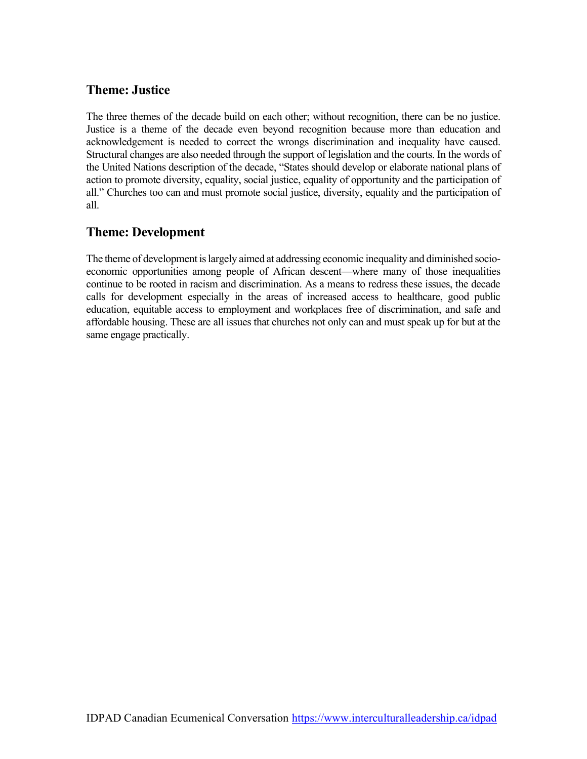## Theme: Justice

The three themes of the decade build on each other; without recognition, there can be no justice. Justice is a theme of the decade even beyond recognition because more than education and acknowledgement is needed to correct the wrongs discrimination and inequality have caused. Structural changes are also needed through the support of legislation and the courts. In the words of the United Nations description of the decade, "States should develop or elaborate national plans of action to promote diversity, equality, social justice, equality of opportunity and the participation of all." Churches too can and must promote social justice, diversity, equality and the participation of all.

## Theme: Development

The theme of development is largely aimed at addressing economic inequality and diminished socio-economic opportunities among people of African descent—where many of those inequalities continue to be rooted in racism and discrimination. As a means to redress these issues, the decade calls for development especially in the areas of increased access to healthcare, good public education, equitable access to employment and workplaces free of discrimination, and safe and affordable housing. These are all issues that churches not only can and must speak up for but at the same engage practically.